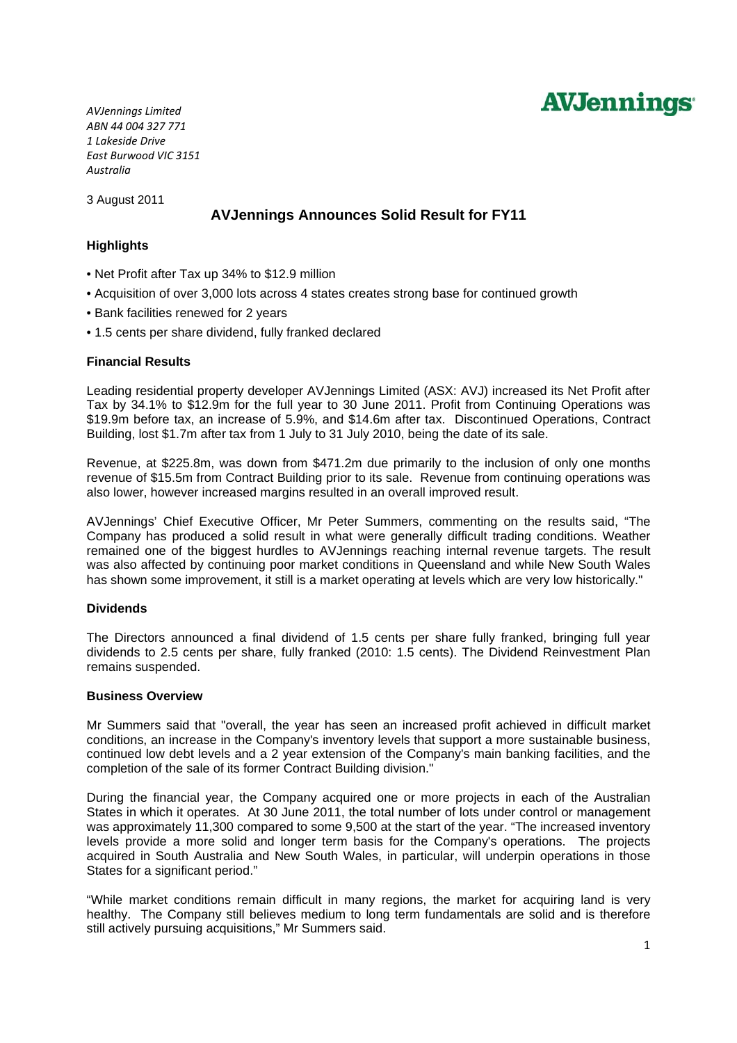AVJennings

*AVJennings Limited*
*ABN 44 004 327 771*
*1 Lakeside Drive*
*East Burwood VIC 3151*
*Australia*

3 August 2011

## AVJennings Announces Solid Result for FY11

### Highlights

- Net Profit after Tax up 34% to $12.9 million
- Acquisition of over 3,000 lots across 4 states creates strong base for continued growth
- Bank facilities renewed for 2 years
- 1.5 cents per share dividend, fully franked declared

### Financial Results

Leading residential property developer AVJennings Limited (ASX: AVJ) increased its Net Profit after Tax by 34.1% to $12.9m for the full year to 30 June 2011. Profit from Continuing Operations was $19.9m before tax, an increase of 5.9%, and $14.6m after tax. Discontinued Operations, Contract Building, lost $1.7m after tax from 1 July to 31 July 2010, being the date of its sale.

Revenue, at $225.8m, was down from $471.2m due primarily to the inclusion of only one months revenue of $15.5m from Contract Building prior to its sale. Revenue from continuing operations was also lower, however increased margins resulted in an overall improved result.

AVJennings' Chief Executive Officer, Mr Peter Summers, commenting on the results said, "The Company has produced a solid result in what were generally difficult trading conditions. Weather remained one of the biggest hurdles to AVJennings reaching internal revenue targets. The result was also affected by continuing poor market conditions in Queensland and while New South Wales has shown some improvement, it still is a market operating at levels which are very low historically."

### Dividends

The Directors announced a final dividend of 1.5 cents per share fully franked, bringing full year dividends to 2.5 cents per share, fully franked (2010: 1.5 cents). The Dividend Reinvestment Plan remains suspended.

### Business Overview

Mr Summers said that "overall, the year has seen an increased profit achieved in difficult market conditions, an increase in the Company's inventory levels that support a more sustainable business, continued low debt levels and a 2 year extension of the Company's main banking facilities, and the completion of the sale of its former Contract Building division."

During the financial year, the Company acquired one or more projects in each of the Australian States in which it operates. At 30 June 2011, the total number of lots under control or management was approximately 11,300 compared to some 9,500 at the start of the year. "The increased inventory levels provide a more solid and longer term basis for the Company's operations. The projects acquired in South Australia and New South Wales, in particular, will underpin operations in those States for a significant period."

"While market conditions remain difficult in many regions, the market for acquiring land is very healthy. The Company still believes medium to long term fundamentals are solid and is therefore still actively pursuing acquisitions," Mr Summers said.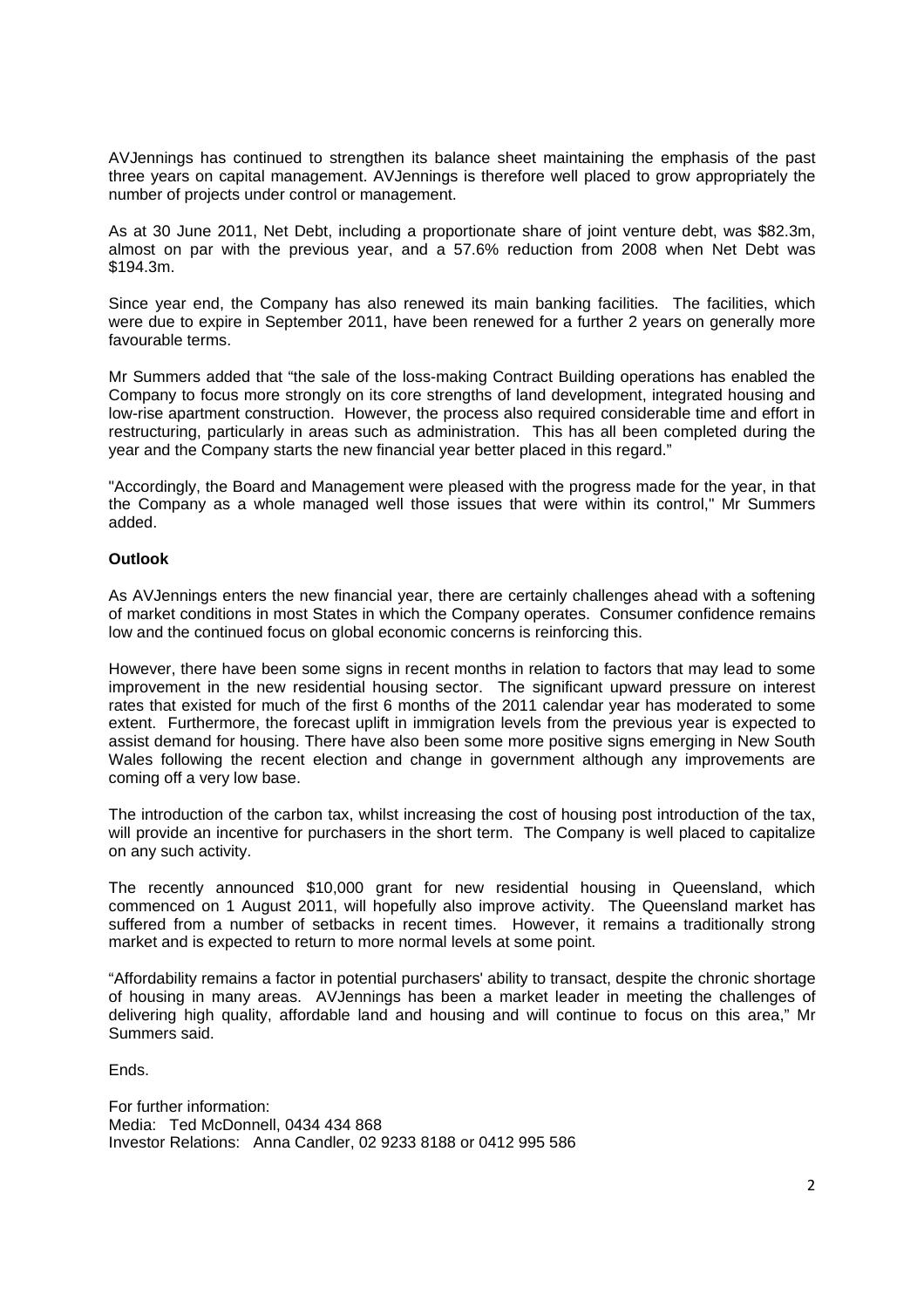AVJennings has continued to strengthen its balance sheet maintaining the emphasis of the past three years on capital management. AVJennings is therefore well placed to grow appropriately the number of projects under control or management.

As at 30 June 2011, Net Debt, including a proportionate share of joint venture debt, was $82.3m, almost on par with the previous year, and a 57.6% reduction from 2008 when Net Debt was $194.3m.

Since year end, the Company has also renewed its main banking facilities. The facilities, which were due to expire in September 2011, have been renewed for a further 2 years on generally more favourable terms.

Mr Summers added that "the sale of the loss-making Contract Building operations has enabled the Company to focus more strongly on its core strengths of land development, integrated housing and low-rise apartment construction. However, the process also required considerable time and effort in restructuring, particularly in areas such as administration. This has all been completed during the year and the Company starts the new financial year better placed in this regard."

"Accordingly, the Board and Management were pleased with the progress made for the year, in that the Company as a whole managed well those issues that were within its control," Mr Summers added.

**Outlook**

As AVJennings enters the new financial year, there are certainly challenges ahead with a softening of market conditions in most States in which the Company operates. Consumer confidence remains low and the continued focus on global economic concerns is reinforcing this.

However, there have been some signs in recent months in relation to factors that may lead to some improvement in the new residential housing sector. The significant upward pressure on interest rates that existed for much of the first 6 months of the 2011 calendar year has moderated to some extent. Furthermore, the forecast uplift in immigration levels from the previous year is expected to assist demand for housing. There have also been some more positive signs emerging in New South Wales following the recent election and change in government although any improvements are coming off a very low base.

The introduction of the carbon tax, whilst increasing the cost of housing post introduction of the tax, will provide an incentive for purchasers in the short term. The Company is well placed to capitalize on any such activity.

The recently announced $10,000 grant for new residential housing in Queensland, which commenced on 1 August 2011, will hopefully also improve activity. The Queensland market has suffered from a number of setbacks in recent times. However, it remains a traditionally strong market and is expected to return to more normal levels at some point.

"Affordability remains a factor in potential purchasers' ability to transact, despite the chronic shortage of housing in many areas. AVJennings has been a market leader in meeting the challenges of delivering high quality, affordable land and housing and will continue to focus on this area," Mr Summers said.

Ends.

For further information:
Media: Ted McDonnell, 0434 434 868
Investor Relations: Anna Candler, 02 9233 8188 or 0412 995 586